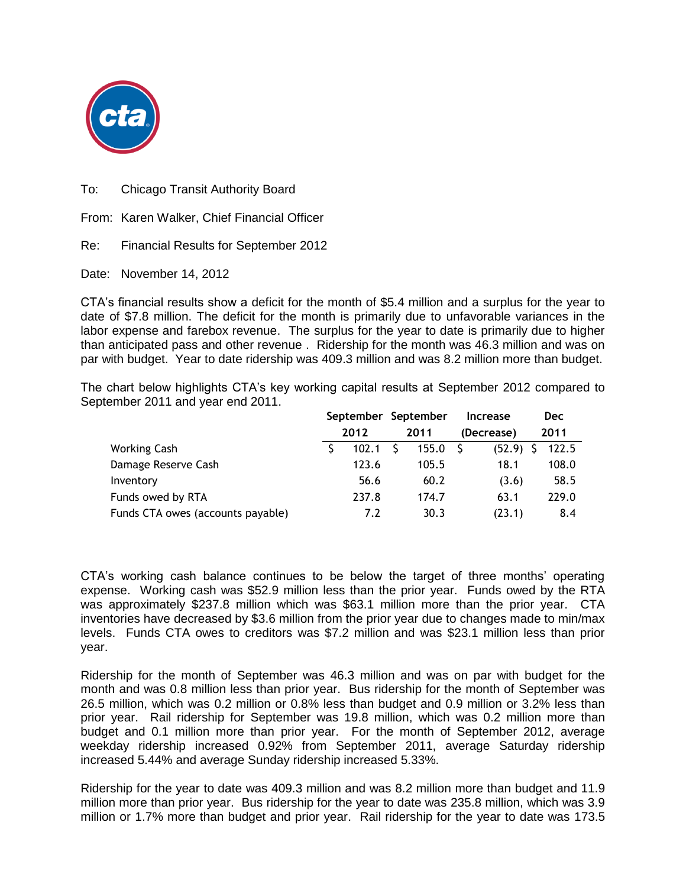To: Chicago Transit Authority Board

From: Karen Walker, Chief Financial Officer

Re: Financial Results for September 2012

Date: November 14, 2012

CTA's financial results show a deficit for the month of $5.4 million and a surplus for the year to date of $7.8 million. The deficit for the month is primarily due to unfavorable variances in the labor expense and farebox revenue. The surplus for the year to date is primarily due to higher than anticipated pass and other revenue . Ridership for the month was 46.3 million and was on par with budget. Year to date ridership was 409.3 million and was 8.2 million more than budget.

The chart below highlights CTA's key working capital results at September 2012 compared to September 2011 and year end 2011.

| | September 2012 | September 2011 | Increase (Decrease) | Dec 2011 |
|---|---|---|---|---|
| Working Cash | $ 102.1 | $ 155.0 | $ (52.9) | $ 122.5 |
| Damage Reserve Cash | 123.6 | 105.5 | 18.1 | 108.0 |
| Inventory | 56.6 | 60.2 | (3.6) | 58.5 |
| Funds owed by RTA | 237.8 | 174.7 | 63.1 | 229.0 |
| Funds CTA owes (accounts payable) | 7.2 | 30.3 | (23.1) | 8.4 |

CTA's working cash balance continues to be below the target of three months' operating expense. Working cash was $52.9 million less than the prior year. Funds owed by the RTA was approximately $237.8 million which was $63.1 million more than the prior year. CTA inventories have decreased by $3.6 million from the prior year due to changes made to min/max levels. Funds CTA owes to creditors was $7.2 million and was $23.1 million less than prior year.

Ridership for the month of September was 46.3 million and was on par with budget for the month and was 0.8 million less than prior year. Bus ridership for the month of September was 26.5 million, which was 0.2 million or 0.8% less than budget and 0.9 million or 3.2% less than prior year. Rail ridership for September was 19.8 million, which was 0.2 million more than budget and 0.1 million more than prior year. For the month of September 2012, average weekday ridership increased 0.92% from September 2011, average Saturday ridership increased 5.44% and average Sunday ridership increased 5.33%.

Ridership for the year to date was 409.3 million and was 8.2 million more than budget and 11.9 million more than prior year. Bus ridership for the year to date was 235.8 million, which was 3.9 million or 1.7% more than budget and prior year. Rail ridership for the year to date was 173.5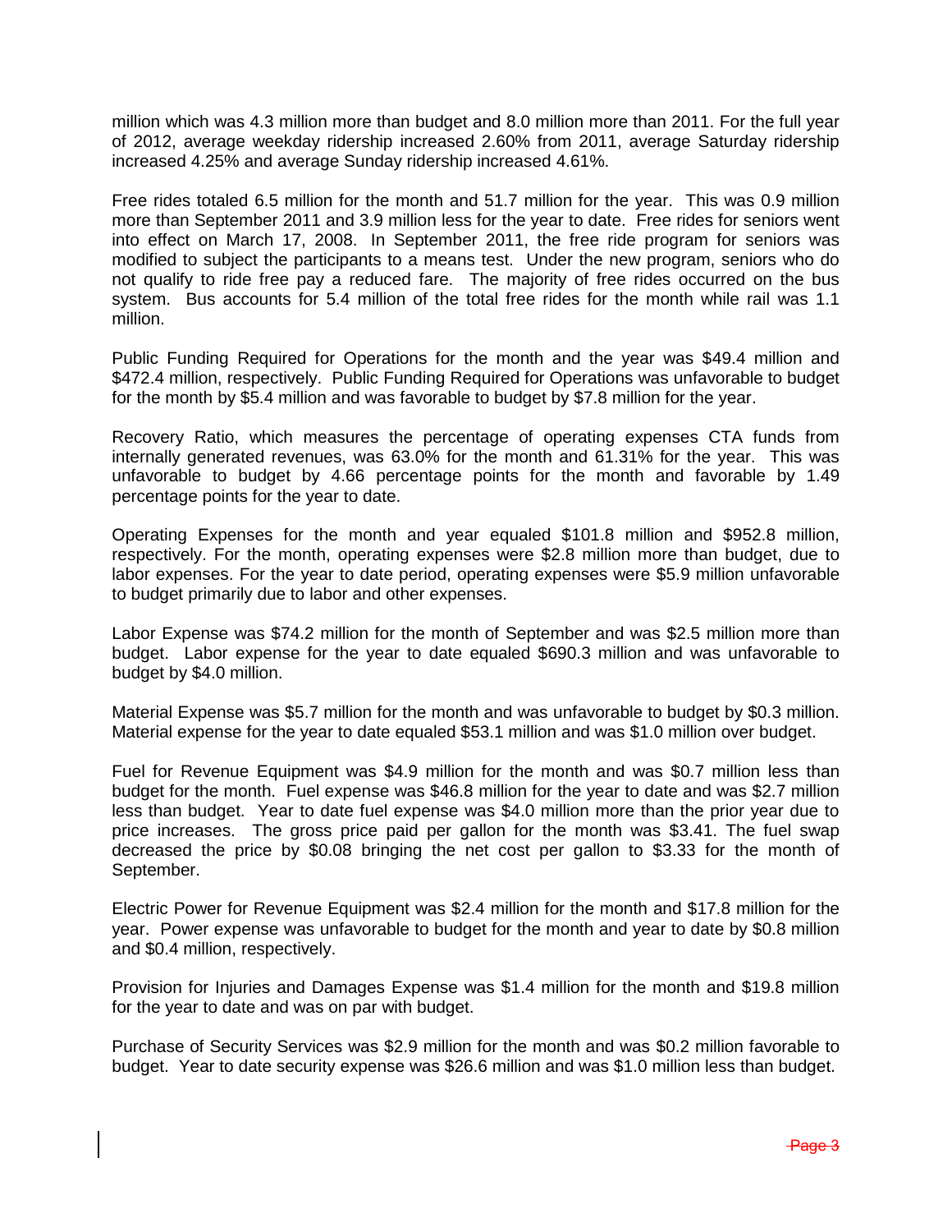million which was 4.3 million more than budget and 8.0 million more than 2011. For the full year of 2012, average weekday ridership increased 2.60% from 2011, average Saturday ridership increased 4.25% and average Sunday ridership increased 4.61%.

Free rides totaled 6.5 million for the month and 51.7 million for the year. This was 0.9 million more than September 2011 and 3.9 million less for the year to date. Free rides for seniors went into effect on March 17, 2008. In September 2011, the free ride program for seniors was modified to subject the participants to a means test. Under the new program, seniors who do not qualify to ride free pay a reduced fare. The majority of free rides occurred on the bus system. Bus accounts for 5.4 million of the total free rides for the month while rail was 1.1 million.

Public Funding Required for Operations for the month and the year was $49.4 million and $472.4 million, respectively. Public Funding Required for Operations was unfavorable to budget for the month by $5.4 million and was favorable to budget by $7.8 million for the year.

Recovery Ratio, which measures the percentage of operating expenses CTA funds from internally generated revenues, was 63.0% for the month and 61.31% for the year. This was unfavorable to budget by 4.66 percentage points for the month and favorable by 1.49 percentage points for the year to date.

Operating Expenses for the month and year equaled $101.8 million and $952.8 million, respectively. For the month, operating expenses were $2.8 million more than budget, due to labor expenses. For the year to date period, operating expenses were $5.9 million unfavorable to budget primarily due to labor and other expenses.

Labor Expense was $74.2 million for the month of September and was $2.5 million more than budget. Labor expense for the year to date equaled $690.3 million and was unfavorable to budget by $4.0 million.

Material Expense was $5.7 million for the month and was unfavorable to budget by $0.3 million. Material expense for the year to date equaled $53.1 million and was $1.0 million over budget.

Fuel for Revenue Equipment was $4.9 million for the month and was $0.7 million less than budget for the month. Fuel expense was $46.8 million for the year to date and was $2.7 million less than budget. Year to date fuel expense was $4.0 million more than the prior year due to price increases. The gross price paid per gallon for the month was $3.41. The fuel swap decreased the price by $0.08 bringing the net cost per gallon to $3.33 for the month of September.

Electric Power for Revenue Equipment was $2.4 million for the month and $17.8 million for the year. Power expense was unfavorable to budget for the month and year to date by $0.8 million and $0.4 million, respectively.

Provision for Injuries and Damages Expense was $1.4 million for the month and $19.8 million for the year to date and was on par with budget.

Purchase of Security Services was $2.9 million for the month and was $0.2 million favorable to budget. Year to date security expense was $26.6 million and was $1.0 million less than budget.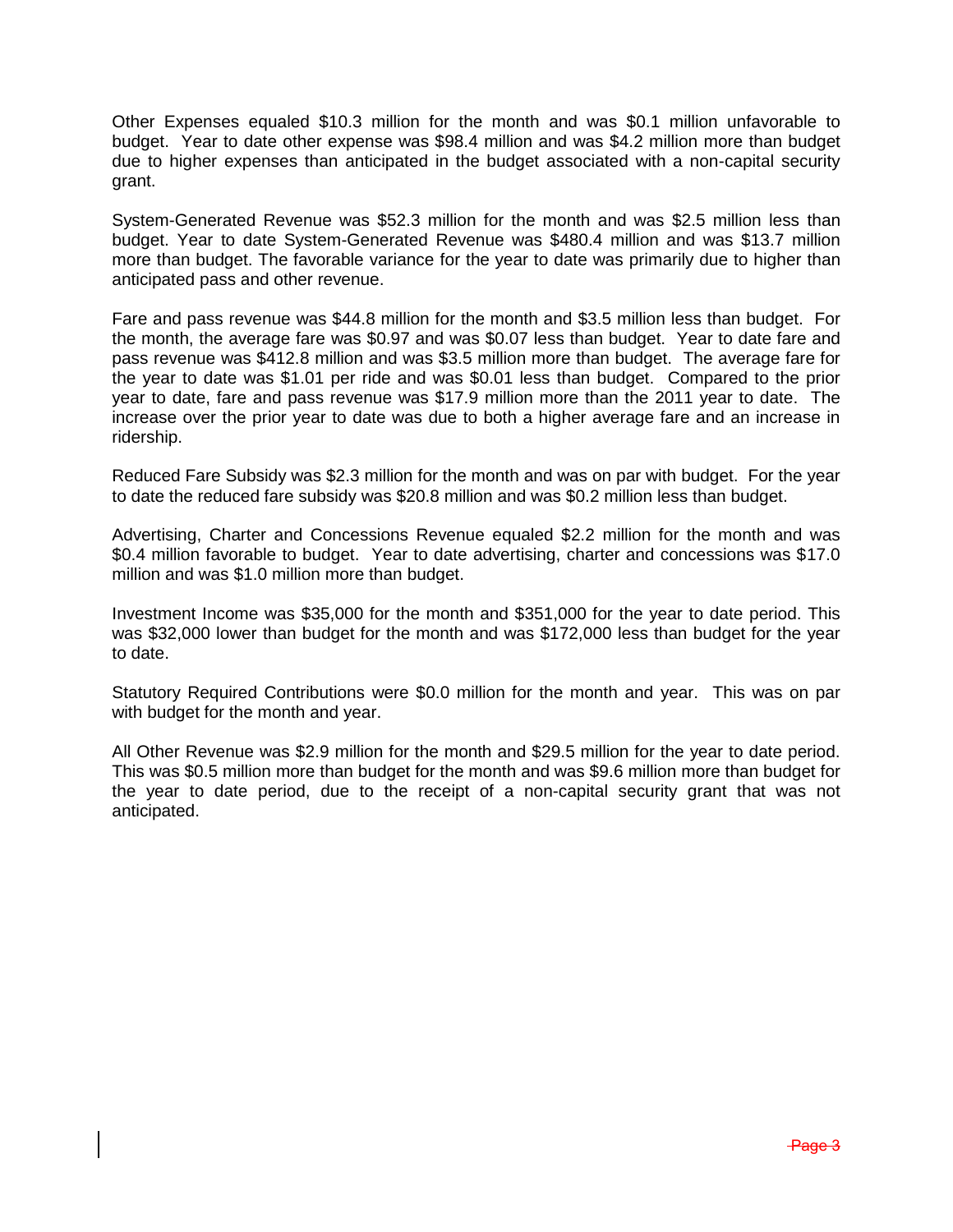Other Expenses equaled $10.3 million for the month and was $0.1 million unfavorable to budget. Year to date other expense was $98.4 million and was $4.2 million more than budget due to higher expenses than anticipated in the budget associated with a non-capital security grant.

System-Generated Revenue was $52.3 million for the month and was $2.5 million less than budget. Year to date System-Generated Revenue was $480.4 million and was $13.7 million more than budget. The favorable variance for the year to date was primarily due to higher than anticipated pass and other revenue.

Fare and pass revenue was $44.8 million for the month and $3.5 million less than budget. For the month, the average fare was $0.97 and was $0.07 less than budget. Year to date fare and pass revenue was $412.8 million and was $3.5 million more than budget. The average fare for the year to date was $1.01 per ride and was $0.01 less than budget. Compared to the prior year to date, fare and pass revenue was $17.9 million more than the 2011 year to date. The increase over the prior year to date was due to both a higher average fare and an increase in ridership.

Reduced Fare Subsidy was $2.3 million for the month and was on par with budget. For the year to date the reduced fare subsidy was $20.8 million and was $0.2 million less than budget.

Advertising, Charter and Concessions Revenue equaled $2.2 million for the month and was $0.4 million favorable to budget. Year to date advertising, charter and concessions was $17.0 million and was $1.0 million more than budget.

Investment Income was $35,000 for the month and $351,000 for the year to date period. This was $32,000 lower than budget for the month and was $172,000 less than budget for the year to date.

Statutory Required Contributions were $0.0 million for the month and year. This was on par with budget for the month and year.

All Other Revenue was $2.9 million for the month and $29.5 million for the year to date period. This was $0.5 million more than budget for the month and was $9.6 million more than budget for the year to date period, due to the receipt of a non-capital security grant that was not anticipated.